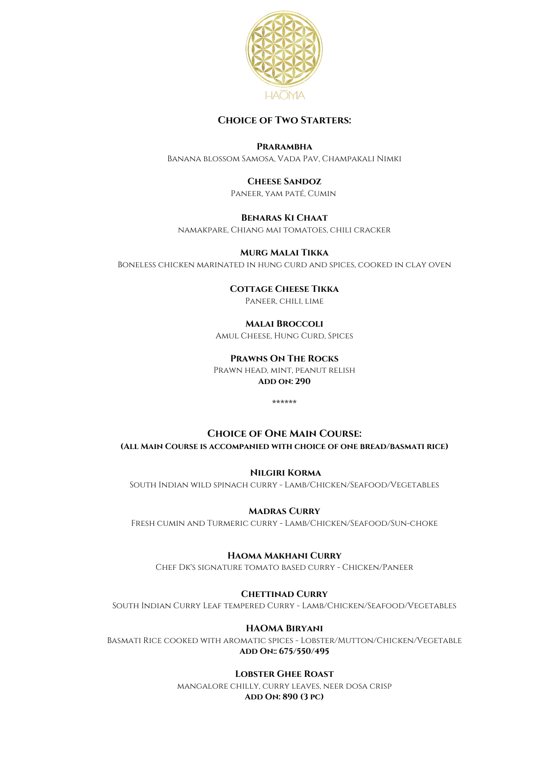HAŌMA

## Choice of Two Starters:

**Prarambha**
Banana blossom Samosa, Vada Pav, Champakali Nimki

**Cheese Sandoz**
Paneer, yam paté, Cumin

**Benaras Ki Chaat**
namakpare, Chiang mai tomatoes, chili cracker

**Murg Malai Tikka**
Boneless chicken marinated in hung curd and spices, cooked in clay oven

**Cottage Cheese Tikka**
Paneer, chili, lime

**Malai Broccoli**
Amul Cheese, Hung Curd, Spices

**Prawns On The Rocks**
Prawn head, mint, peanut relish
**Add on: 290**

******

## Choice of One Main Course:

**(All Main Course is accompanied with choice of one bread/basmati rice)**

**Nilgiri Korma**
South Indian wild spinach curry - Lamb/Chicken/Seafood/Vegetables

**Madras Curry**
Fresh cumin and Turmeric curry - Lamb/Chicken/Seafood/Sun-choke

**Haoma Makhani Curry**
Chef Dk's signature tomato based curry - Chicken/Paneer

**Chettinad Curry**
South Indian Curry Leaf tempered Curry - Lamb/Chicken/Seafood/Vegetables

**HAOMA Biryani**
Basmati Rice cooked with aromatic spices - Lobster/Mutton/Chicken/Vegetable
**Add On:: 675/550/495**

**Lobster Ghee Roast**
mangalore chilly, curry leaves, neer dosa crisp
**Add On: 890 (3 pc)**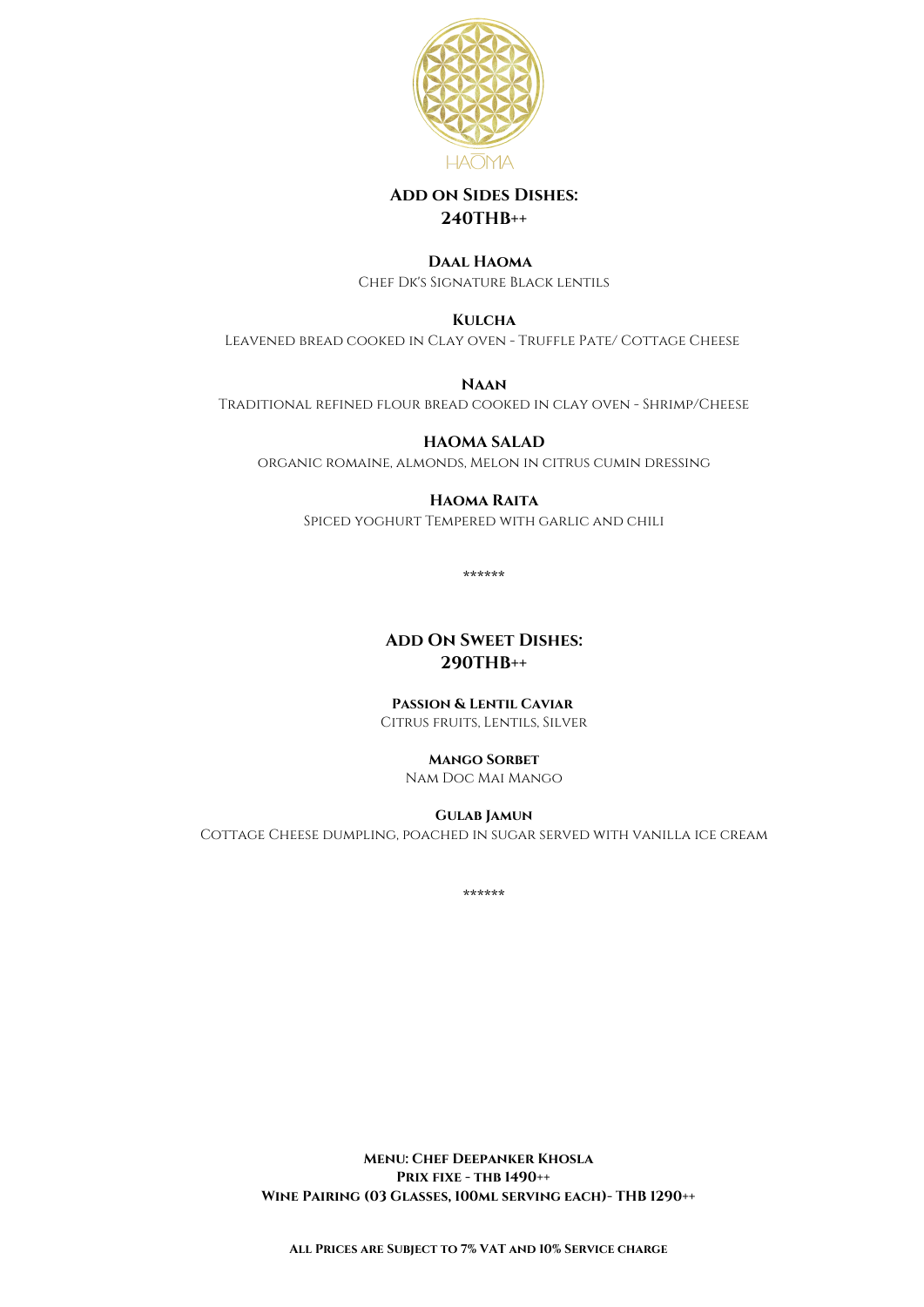HAŌMA

## Add on Sides Dishes:
## 240THB++

**Daal Haoma**
Chef DK's Signature Black lentils

**Kulcha**
Leavened bread cooked in Clay oven - Truffle Pate/ Cottage Cheese

**Naan**
Traditional refined flour bread cooked in clay oven - Shrimp/Cheese

**HAOMA SALAD**
organic romaine, almonds, Melon in citrus cumin dressing

**Haoma Raita**
Spiced yoghurt Tempered with garlic and chili

******

## Add On Sweet Dishes:
## 290THB++

**Passion & Lentil Caviar**
Citrus fruits, Lentils, Silver

**Mango Sorbet**
Nam Doc Mai Mango

**Gulab Jamun**
Cottage Cheese dumpling, poached in sugar served with vanilla ice cream

******

**Menu: Chef Deepanker Khosla**
**Prix fixe - THB 1490++**
**Wine Pairing (03 Glasses, 100ml serving each)- THB 1290++**

**All Prices are Subject to 7% VAT and 10% Service charge**